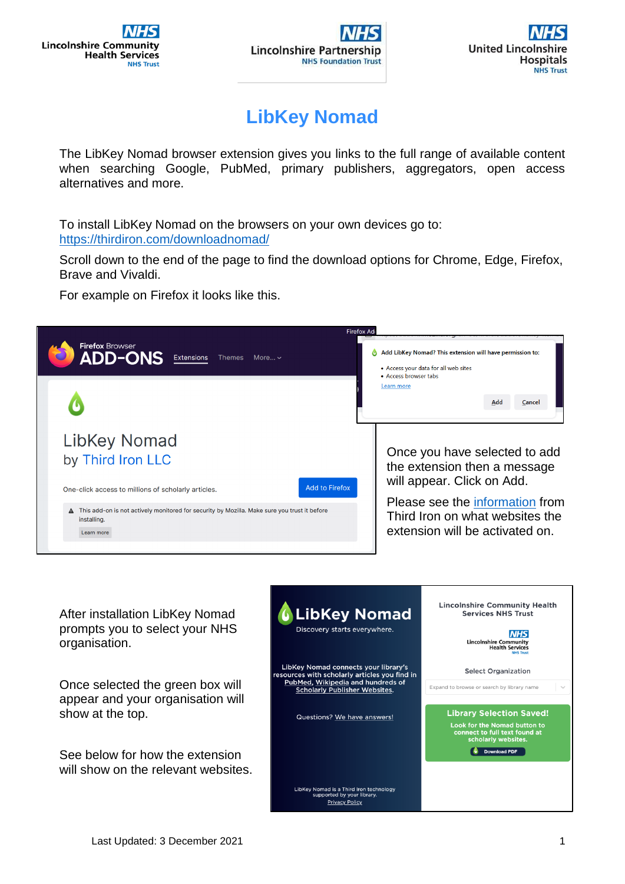# LibKey Nomad

The LibKey Nomad browser extension gives you links to the full range of available content when searching Google, PubMed, primary publishers, aggregators, open access alternatives and more.

To install LibKey Nomad on the browsers on your own devices go to: https://thirdiron.com/downloadnomad/

Scroll down to the end of the page to find the download options for Chrome, Edge, Firefox, Brave and Vivaldi.

For example on Firefox it looks like this.

Once you have selected to add the extension then a message will appear. Click on Add.

Please see the information from Third Iron on what websites the extension will be activated on.

After installation LibKey Nomad prompts you to select your NHS organisation.

Once selected the green box will appear and your organisation will show at the top.

See below for how the extension will show on the relevant websites.

Last Updated: 3 December 2021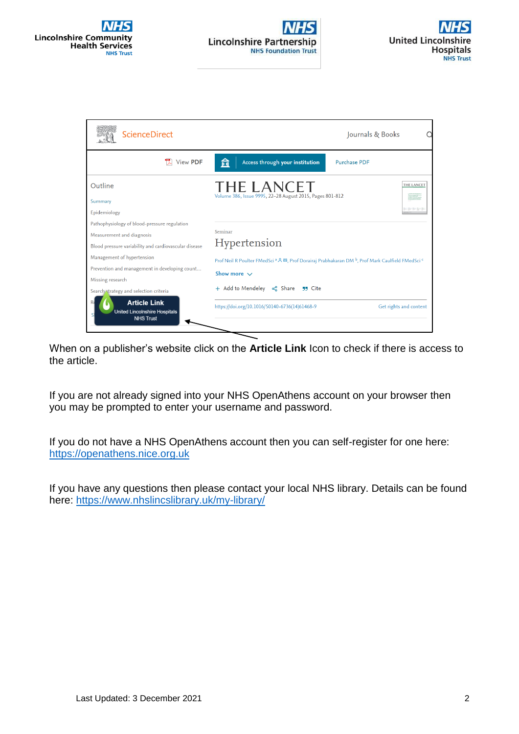When on a publisher's website click on the **Article Link** Icon to check if there is access to the article.

If you are not already signed into your NHS OpenAthens account on your browser then you may be prompted to enter your username and password.

If you do not have a NHS OpenAthens account then you can self-register for one here: https://openathens.nice.org.uk

If you have any questions then please contact your local NHS library. Details can be found here: https://www.nhslincslibrary.uk/my-library/

Last Updated: 3 December 2021